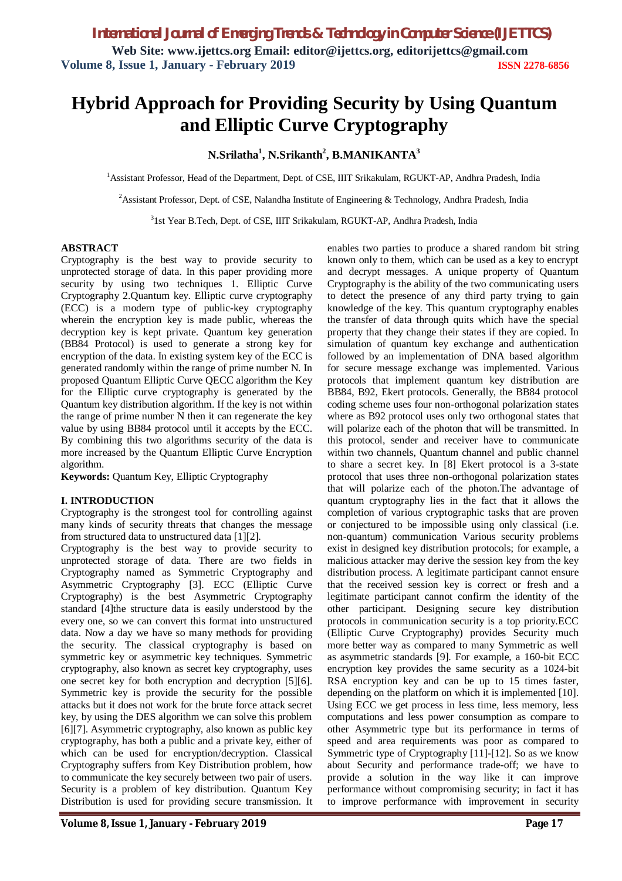# Hybrid Approach for Providing Security by Using Quantum and Elliptic Curve Cryptography

**N.Srilatha[1], N.Srikanth[2], B.MANIKANTA[3]**

[1]Assistant Professor, Head of the Department, Dept. of CSE, IIIT Srikakulam, RGUKT-AP, Andhra Pradesh, India

[2]Assistant Professor, Dept. of CSE, Nalandha Institute of Engineering & Technology, Andhra Pradesh, India

[3]1st Year B.Tech, Dept. of CSE, IIIT Srikakulam, RGUKT-AP, Andhra Pradesh, India

## ABSTRACT

Cryptography is the best way to provide security to unprotected storage of data. In this paper providing more security by using two techniques 1. Elliptic Curve Cryptography 2.Quantum key. Elliptic curve cryptography (ECC) is a modern type of public-key cryptography wherein the encryption key is made public, whereas the decryption key is kept private. Quantum key generation (BB84 Protocol) is used to generate a strong key for encryption of the data. In existing system key of the ECC is generated randomly within the range of prime number N. In proposed Quantum Elliptic Curve QECC algorithm the Key for the Elliptic curve cryptography is generated by the Quantum key distribution algorithm. If the key is not within the range of prime number N then it can regenerate the key value by using BB84 protocol until it accepts by the ECC. By combining this two algorithms security of the data is more increased by the Quantum Elliptic Curve Encryption algorithm.

**Keywords:** Quantum Key, Elliptic Cryptography

## I. INTRODUCTION

Cryptography is the strongest tool for controlling against many kinds of security threats that changes the message from structured data to unstructured data [1][2].

Cryptography is the best way to provide security to unprotected storage of data. There are two fields in Cryptography named as Symmetric Cryptography and Asymmetric Cryptography [3]. ECC (Elliptic Curve Cryptography) is the best Asymmetric Cryptography standard [4]the structure data is easily understood by the every one, so we can convert this format into unstructured data. Now a day we have so many methods for providing the security. The classical cryptography is based on symmetric key or asymmetric key techniques. Symmetric cryptography, also known as secret key cryptography, uses one secret key for both encryption and decryption [5][6]. Symmetric key is provide the security for the possible attacks but it does not work for the brute force attack secret key, by using the DES algorithm we can solve this problem [6][7]. Asymmetric cryptography, also known as public key cryptography, has both a public and a private key, either of which can be used for encryption/decryption. Classical Cryptography suffers from Key Distribution problem, how to communicate the key securely between two pair of users. Security is a problem of key distribution. Quantum Key Distribution is used for providing secure transmission. It enables two parties to produce a shared random bit string known only to them, which can be used as a key to encrypt and decrypt messages. A unique property of Quantum Cryptography is the ability of the two communicating users to detect the presence of any third party trying to gain knowledge of the key. This quantum cryptography enables the transfer of data through quits which have the special property that they change their states if they are copied. In simulation of quantum key exchange and authentication followed by an implementation of DNA based algorithm for secure message exchange was implemented. Various protocols that implement quantum key distribution are BB84, B92, Ekert protocols. Generally, the BB84 protocol coding scheme uses four non-orthogonal polarization states where as B92 protocol uses only two orthogonal states that will polarize each of the photon that will be transmitted. In this protocol, sender and receiver have to communicate within two channels, Quantum channel and public channel to share a secret key. In [8] Ekert protocol is a 3-state protocol that uses three non-orthogonal polarization states that will polarize each of the photon.The advantage of quantum cryptography lies in the fact that it allows the completion of various cryptographic tasks that are proven or conjectured to be impossible using only classical (i.e. non-quantum) communication Various security problems exist in designed key distribution protocols; for example, a malicious attacker may derive the session key from the key distribution process. A legitimate participant cannot ensure that the received session key is correct or fresh and a legitimate participant cannot confirm the identity of the other participant. Designing secure key distribution protocols in communication security is a top priority.ECC (Elliptic Curve Cryptography) provides Security much more better way as compared to many Symmetric as well as asymmetric standards [9]. For example, a 160-bit ECC encryption key provides the same security as a 1024-bit RSA encryption key and can be up to 15 times faster, depending on the platform on which it is implemented [10]. Using ECC we get process in less time, less memory, less computations and less power consumption as compare to other Asymmetric type but its performance in terms of speed and area requirements was poor as compared to Symmetric type of Cryptography [11]-[12]. So as we know about Security and performance trade-off; we have to provide a solution in the way like it can improve performance without compromising security; in fact it has to improve performance with improvement in security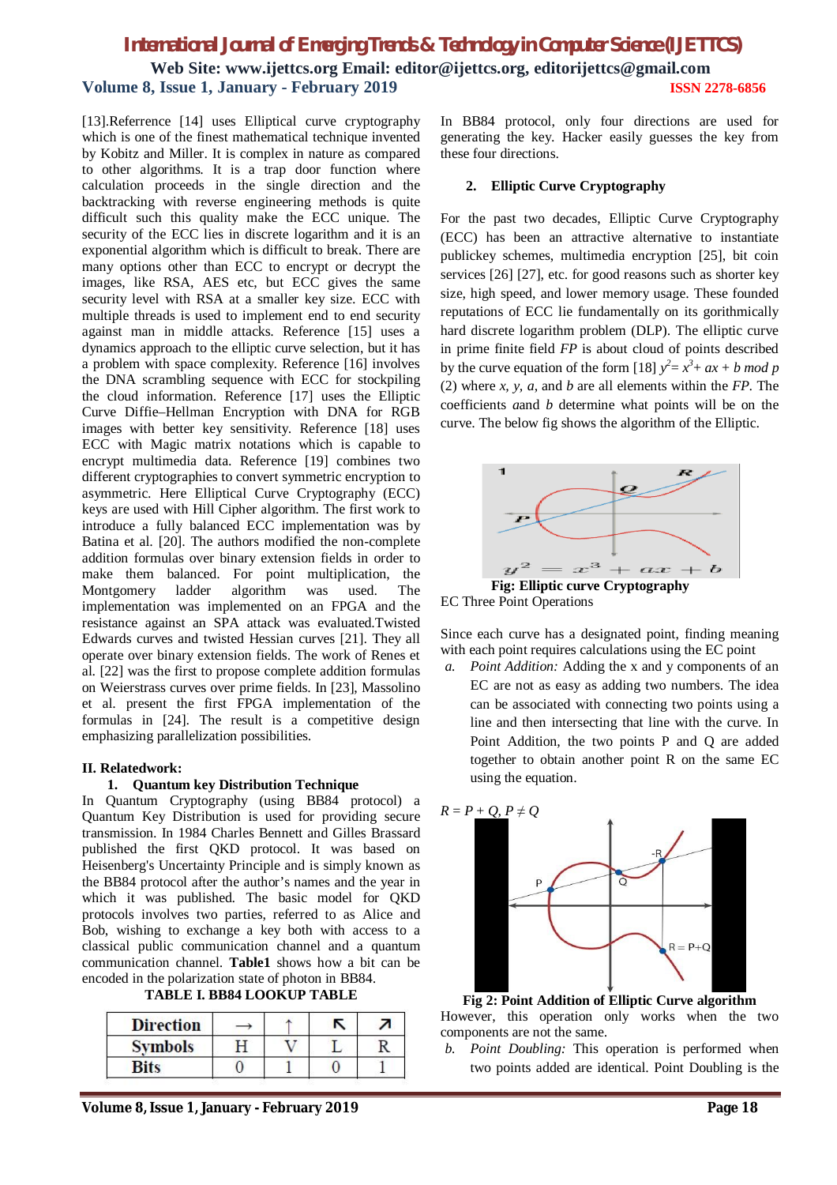[13].Referrence [14] uses Elliptical curve cryptography which is one of the finest mathematical technique invented by Kobitz and Miller. It is complex in nature as compared to other algorithms. It is a trap door function where calculation proceeds in the single direction and the backtracking with reverse engineering methods is quite difficult such this quality make the ECC unique. The security of the ECC lies in discrete logarithm and it is an exponential algorithm which is difficult to break. There are many options other than ECC to encrypt or decrypt the images, like RSA, AES etc, but ECC gives the same security level with RSA at a smaller key size. ECC with multiple threads is used to implement end to end security against man in middle attacks. Reference [15] uses a dynamics approach to the elliptic curve selection, but it has a problem with space complexity. Reference [16] involves the DNA scrambling sequence with ECC for stockpiling the cloud information. Reference [17] uses the Elliptic Curve Diffie–Hellman Encryption with DNA for RGB images with better key sensitivity. Reference [18] uses ECC with Magic matrix notations which is capable to encrypt multimedia data. Reference [19] combines two different cryptographies to convert symmetric encryption to asymmetric. Here Elliptical Curve Cryptography (ECC) keys are used with Hill Cipher algorithm. The first work to introduce a fully balanced ECC implementation was by Batina et al. [20]. The authors modified the non-complete addition formulas over binary extension fields in order to make them balanced. For point multiplication, the Montgomery ladder algorithm was used. The implementation was implemented on an FPGA and the resistance against an SPA attack was evaluated.Twisted Edwards curves and twisted Hessian curves [21]. They all operate over binary extension fields. The work of Renes et al. [22] was the first to propose complete addition formulas on Weierstrass curves over prime fields. In [23], Massolino et al. present the first FPGA implementation of the formulas in [24]. The result is a competitive design emphasizing parallelization possibilities.

## II. Relatedwork:

### 1. Quantum key Distribution Technique

In Quantum Cryptography (using BB84 protocol) a Quantum Key Distribution is used for providing secure transmission. In 1984 Charles Bennett and Gilles Brassard published the first QKD protocol. It was based on Heisenberg's Uncertainty Principle and is simply known as the BB84 protocol after the author's names and the year in which it was published. The basic model for QKD protocols involves two parties, referred to as Alice and Bob, wishing to exchange a key both with access to a classical public communication channel and a quantum communication channel. **Table1** shows how a bit can be encoded in the polarization state of photon in BB84.

TABLE I. BB84 LOOKUP TABLE

| Direction | → | ↑ | ↖ | ↗ |
|---|---|---|---|---|
| Symbols | H | V | L | R |
| Bits | 0 | 1 | 0 | 1 |

In BB84 protocol, only four directions are used for generating the key. Hacker easily guesses the key from these four directions.

### 2. Elliptic Curve Cryptography

For the past two decades, Elliptic Curve Cryptography (ECC) has been an attractive alternative to instantiate publickey schemes, multimedia encryption [25], bit coin services [26] [27], etc. for good reasons such as shorter key size, high speed, and lower memory usage. These founded reputations of ECC lie fundamentally on its gorithmically hard discrete logarithm problem (DLP). The elliptic curve in prime finite field *FP* is about cloud of points described by the curve equation of the form [18] $y^2 = x^3 + ax + b \bmod p$ (2) where *x, y, a,* and *b* are all elements within the *FP*. The coefficients *a*and *b* determine what points will be on the curve. The below fig shows the algorithm of the Elliptic.

**Fig: Elliptic curve Cryptography**

EC Three Point Operations

Since each curve has a designated point, finding meaning with each point requires calculations using the EC point

a. *Point Addition:* Adding the x and y components of an EC are not as easy as adding two numbers. The idea can be associated with connecting two points using a line and then intersecting that line with the curve. In Point Addition, the two points P and Q are added together to obtain another point R on the same EC using the equation.

$R = P + Q, P \neq Q$

**Fig 2: Point Addition of Elliptic Curve algorithm**

However, this operation only works when the two components are not the same.

b. *Point Doubling:* This operation is performed when two points added are identical. Point Doubling is the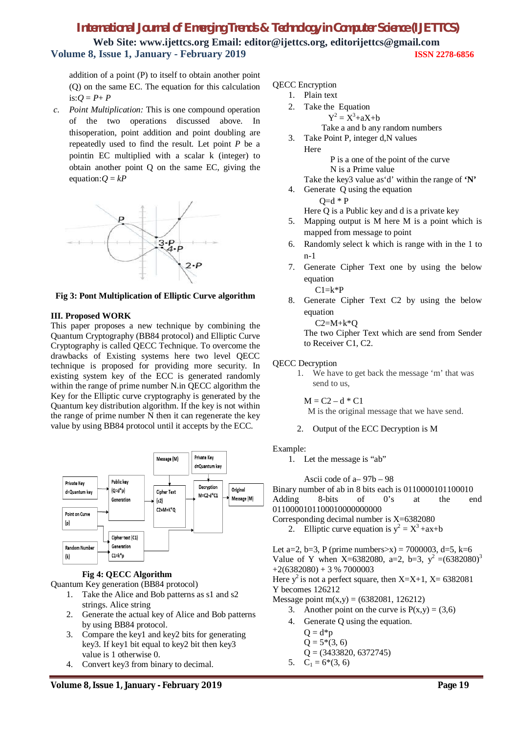addition of a point (P) to itself to obtain another point (Q) on the same EC. The equation for this calculation is: $Q = P + P$

c. *Point Multiplication:* This is one compound operation of the two operations discussed above. In thisoperation, point addition and point doubling are repeatedly used to find the result. Let point *P* be a pointin EC multiplied with a scalar k (integer) to obtain another point Q on the same EC, giving the equation: $Q = kP$

**Fig 3: Pont Multiplication of Elliptic Curve algorithm**

### III. Proposed WORK

This paper proposes a new technique by combining the Quantum Cryptography (BB84 protocol) and Elliptic Curve Cryptography is called QECC Technique. To overcome the drawbacks of Existing systems here two level QECC technique is proposed for providing more security. In existing system key of the ECC is generated randomly within the range of prime number N.in QECC algorithm the Key for the Elliptic curve cryptography is generated by the Quantum key distribution algorithm. If the key is not within the range of prime number N then it can regenerate the key value by using BB84 protocol until it accepts by the ECC.

**Fig 4: QECC Algorithm**

Quantum Key generation (BB84 protocol)

1. Take the Alice and Bob patterns as s1 and s2 strings. Alice string
2. Generate the actual key of Alice and Bob patterns by using BB84 protocol.
3. Compare the key1 and key2 bits for generating key3. If key1 bit equal to key2 bit then key3 value is 1 otherwise 0.
4. Convert key3 from binary to decimal.

QECC Encryption

1. Plain text
2. Take the Equation

   $Y^2 = X^3 + aX + b$

   Take a and b any random numbers
3. Take Point P, integer d,N values

   Here

   P is a one of the point of the curve

   N is a Prime value

   Take the key3 value as'd' within the range of **'N'**
4. Generate Q using the equation

   $Q = d * P$

   Here Q is a Public key and d is a private key
5. Mapping output is M here M is a point which is mapped from message to point
6. Randomly select k which is range with in the 1 to n-1
7. Generate Cipher Text one by using the below equation

   $C1 = k * P$
8. Generate Cipher Text C2 by using the below equation

   $C2 = M + k * Q$

   The two Cipher Text which are send from Sender to Receiver C1, C2.

QECC Decryption

1. We have to get back the message 'm' that was send to us,

   $M = C2 - d * C1$

   M is the original message that we have send.
2. Output of the ECC Decryption is M

Example:

1. Let the message is "ab"

   Ascii code of a– 97b – 98

Binary number of ab in 8 bits each is 0110000101100010

Adding 8-bits of 0's at the end 011000010110001000000000

Corresponding decimal number is X=6382080

2. Elliptic curve equation is $y^2 = X^3 + ax + b$

Let a=2, b=3, P (prime numbers>x) = 7000003, d=5, k=6

Value of Y when X=6382080, a=2, b=3, $y^2 = (6382080)^3 + 2(6382080) + 3 \% 7000003$

Here $y^2$ is not a perfect square, then X=X+1, X= 6382081

Y becomes 126212

Message point m(x,y) = (6382081, 126212)

3. Another point on the curve is P(x,y) = (3,6)
4. Generate Q using the equation.

   $Q = d*p$

   $Q = 5*(3, 6)$

   $Q = (3433820, 6372745)$
5. $C_1 = 6*(3, 6)$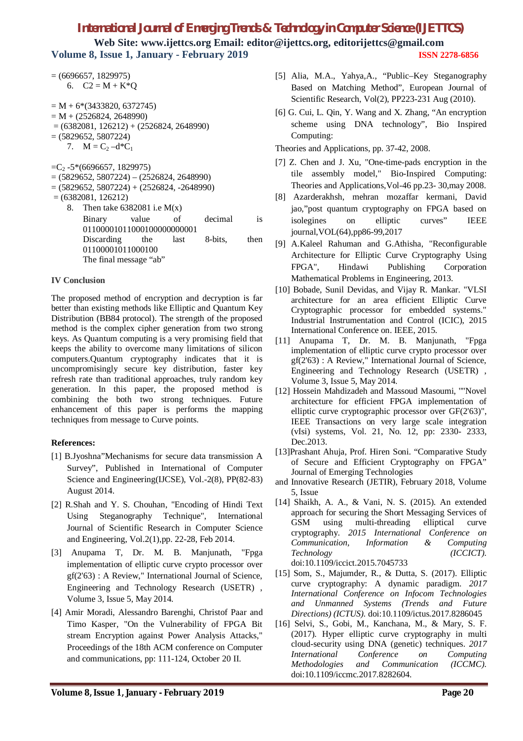= (6696657, 1829975)

6. $C2 = M + K*Q$

= M + 6*(3433820, 6372745)
= M + (2526824, 2648990)
= (6382081, 126212) + (2526824, 2648990)
= (5829652, 5807224)

7. $M = C_2 - d*C_1$

$= C_2$ -5*(6696657, 1829975)
= (5829652, 5807224) – (2526824, 2648990)
= (5829652, 5807224) + (2526824, -2648990)
= (6382081, 126212)

8. Then take 6382081 i.e M(x)
   Binary value of decimal is 011000010110001000000000001
   Discarding the last 8-bits, then 01100001011000100
   The final message "ab"

**IV Conclusion**

The proposed method of encryption and decryption is far better than existing methods like Elliptic and Quantum Key Distribution (BB84 protocol). The strength of the proposed method is the complex cipher generation from two strong keys. As Quantum computing is a very promising field that keeps the ability to overcome many limitations of silicon computers.Quantum cryptography indicates that it is uncompromisingly secure key distribution, faster key refresh rate than traditional approaches, truly random key generation. In this paper, the proposed method is combining the both two strong techniques. Future enhancement of this paper is performs the mapping techniques from message to Curve points.

**References:**

[1] B.Jyoshna"Mechanisms for secure data transmission A Survey", Published in International of Computer Science and Engineering(IJCSE), Vol.-2(8), PP(82-83) August 2014.

[2] R.Shah and Y. S. Chouhan, "Encoding of Hindi Text Using Steganography Technique", International Journal of Scientific Research in Computer Science and Engineering, Vol.2(1),pp. 22-28, Feb 2014.

[3] Anupama T, Dr. M. B. Manjunath, "Fpga implementation of elliptic curve crypto processor over gf(2'63) : A Review," International Journal of Science, Engineering and Technology Research (USETR) , Volume 3, Issue 5, May 2014.

[4] Amir Moradi, Alessandro Barenghi, Christof Paar and Timo Kasper, "On the Vulnerability of FPGA Bit stream Encryption against Power Analysis Attacks," Proceedings of the 18th ACM conference on Computer and communications, pp: 111-124, October 20 II.

[5] Alia, M.A., Yahya,A., "Public–Key Steganography Based on Matching Method", European Journal of Scientific Research, Vol(2), PP223-231 Aug (2010).

[6] G. Cui, L. Qin, Y. Wang and X. Zhang, "An encryption scheme using DNA technology", Bio Inspired Computing:

Theories and Applications, pp. 37-42, 2008.

[7] Z. Chen and J. Xu, "One-time-pads encryption in the tile assembly model," Bio-Inspired Computing: Theories and Applications,Vol-46 pp.23- 30,may 2008.

[8] Azarderakhsh, mehran mozaffar kermani, David jao,"post quantum cryptography on FPGA based on isolegines on elliptic curves" IEEE journal,VOL(64),pp86-99,2017

[9] A.Kaleel Rahuman and G.Athisha, "Reconfigurable Architecture for Elliptic Curve Cryptography Using FPGA", Hindawi Publishing Corporation Mathematical Problems in Engineering, 2013.

[10] Bobade, Sunil Devidas, and Vijay R. Mankar. "VLSI architecture for an area efficient Elliptic Curve Cryptographic processor for embedded systems." Industrial Instrumentation and Control (ICIC), 2015 International Conference on. IEEE, 2015.

[11] Anupama T, Dr. M. B. Manjunath, "Fpga implementation of elliptic curve crypto processor over gf(2'63) : A Review," International Journal of Science, Engineering and Technology Research (USETR) , Volume 3, Issue 5, May 2014.

[12] Hossein Mahdizadeh and Massoud Masoumi, ""Novel architecture for efficient FPGA implementation of elliptic curve cryptographic processor over GF(2'63)", IEEE Transactions on very large scale integration (vIsi) systems, Vol. 21, No. 12, pp: 2330- 2333, Dec.2013.

[13]Prashant Ahuja, Prof. Hiren Soni. "Comparative Study of Secure and Efficient Cryptography on FPGA" Journal of Emerging Technologies

and Innovative Research (JETIR), February 2018, Volume 5, Issue

[14] Shaikh, A. A., & Vani, N. S. (2015). An extended approach for securing the Short Messaging Services of GSM using multi-threading elliptical curve cryptography. *2015 International Conference on Communication, Information & Computing Technology (ICCICT).* doi:10.1109/iccict.2015.7045733

[15] Som, S., Majumder, R., & Dutta, S. (2017). Elliptic curve cryptography: A dynamic paradigm. *2017 International Conference on Infocom Technologies and Unmanned Systems (Trends and Future Directions) (ICTUS).* doi:10.1109/ictus.2017.8286045

[16] Selvi, S., Gobi, M., Kanchana, M., & Mary, S. F. (2017). Hyper elliptic curve cryptography in multi cloud-security using DNA (genetic) techniques. *2017 International Conference on Computing Methodologies and Communication (ICCMC).* doi:10.1109/iccmc.2017.8282604.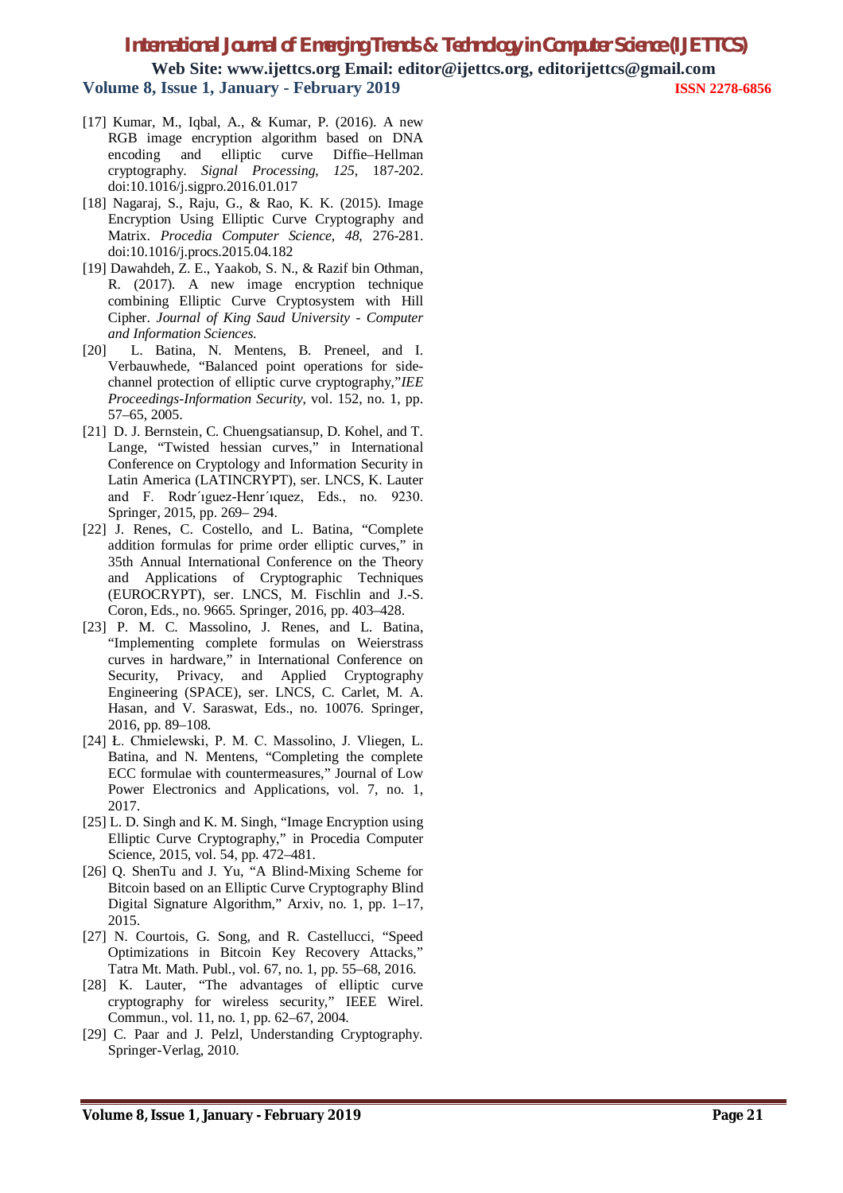[17] Kumar, M., Iqbal, A., & Kumar, P. (2016). A new RGB image encryption algorithm based on DNA encoding and elliptic curve Diffie–Hellman cryptography. *Signal Processing*, *125*, 187-202. doi:10.1016/j.sigpro.2016.01.017

[18] Nagaraj, S., Raju, G., & Rao, K. K. (2015). Image Encryption Using Elliptic Curve Cryptography and Matrix. *Procedia Computer Science*, *48*, 276-281. doi:10.1016/j.procs.2015.04.182

[19] Dawahdeh, Z. E., Yaakob, S. N., & Razif bin Othman, R. (2017). A new image encryption technique combining Elliptic Curve Cryptosystem with Hill Cipher. *Journal of King Saud University - Computer and Information Sciences.*

[20] L. Batina, N. Mentens, B. Preneel, and I. Verbauwhede, "Balanced point operations for side-channel protection of elliptic curve cryptography,"*IEE Proceedings-Information Security*, vol. 152, no. 1, pp. 57–65, 2005.

[21] D. J. Bernstein, C. Chuengsatiansup, D. Kohel, and T. Lange, "Twisted hessian curves," in International Conference on Cryptology and Information Security in Latin America (LATINCRYPT), ser. LNCS, K. Lauter and F. Rodr´ıguez-Henr´ıquez, Eds., no. 9230. Springer, 2015, pp. 269– 294.

[22] J. Renes, C. Costello, and L. Batina, "Complete addition formulas for prime order elliptic curves," in 35th Annual International Conference on the Theory and Applications of Cryptographic Techniques (EUROCRYPT), ser. LNCS, M. Fischlin and J.-S. Coron, Eds., no. 9665. Springer, 2016, pp. 403–428.

[23] P. M. C. Massolino, J. Renes, and L. Batina, "Implementing complete formulas on Weierstrass curves in hardware," in International Conference on Security, Privacy, and Applied Cryptography Engineering (SPACE), ser. LNCS, C. Carlet, M. A. Hasan, and V. Saraswat, Eds., no. 10076. Springer, 2016, pp. 89–108.

[24] Ł. Chmielewski, P. M. C. Massolino, J. Vliegen, L. Batina, and N. Mentens, "Completing the complete ECC formulae with countermeasures," Journal of Low Power Electronics and Applications, vol. 7, no. 1, 2017.

[25] L. D. Singh and K. M. Singh, "Image Encryption using Elliptic Curve Cryptography," in Procedia Computer Science, 2015, vol. 54, pp. 472–481.

[26] Q. ShenTu and J. Yu, "A Blind-Mixing Scheme for Bitcoin based on an Elliptic Curve Cryptography Blind Digital Signature Algorithm," Arxiv, no. 1, pp. 1–17, 2015.

[27] N. Courtois, G. Song, and R. Castellucci, "Speed Optimizations in Bitcoin Key Recovery Attacks," Tatra Mt. Math. Publ., vol. 67, no. 1, pp. 55–68, 2016.

[28] K. Lauter, "The advantages of elliptic curve cryptography for wireless security," IEEE Wirel. Commun., vol. 11, no. 1, pp. 62–67, 2004.

[29] C. Paar and J. Pelzl, Understanding Cryptography. Springer-Verlag, 2010.